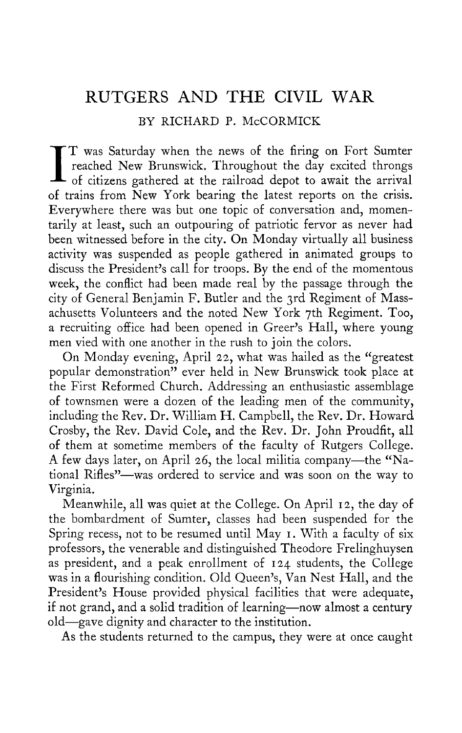# RUTGERS AND THE CIVIL WAR

BY RICHARD P. McCORMICK

IT was Saturday when the news of the firing on Fort Sumter reached New Brunswick. Throughout the day excited throngs of citizens gathered at the railroad depot to await the arrival of trains from New York bearing the latest reports on the crisis. Everywhere there was but one topic of conversation and, momentarily at least, such an outpouring of patriotic fervor as never had been witnessed before in the city. On Monday virtually all business activity was suspended as people gathered in animated groups to discuss the President's call for troops. By the end of the momentous week, the conflict had been made real by the passage through the city of General Benjamin F. Butler and the 3rd Regiment of Massachusetts Volunteers and the noted New York 7th Regiment. Too, a recruiting office had been opened in Greer's Hall, where young men vied with one another in the rush to join the colors.

On Monday evening, April 22, what was hailed as the "greatest popular demonstration" ever held in New Brunswick took place at the First Reformed Church. Addressing an enthusiastic assemblage of townsmen were a dozen of the leading men of the community, including the Rev. Dr. William H. Campbell, the Rev. Dr. Howard Crosby, the Rev. David Cole, and the Rev. Dr. John Proudfit, all of them at sometime members of the faculty of Rutgers College. A few days later, on April 26, the local militia company—the "National Rifles"—was ordered to service and was soon on the way to Virginia.

Meanwhile, all was quiet at the College. On April 12, the day of the bombardment of Sumter, classes had been suspended for the Spring recess, not to be resumed until May 1. With a faculty of six professors, the venerable and distinguished Theodore Frelinghuysen as president, and a peak enrollment of 124 students, the College was in a flourishing condition. Old Queen's, Van Nest Hall, and the President's House provided physical facilities that were adequate, if not grand, and a solid tradition of learning—now almost a century old—gave dignity and character to the institution.

As the students returned to the campus, they were at once caught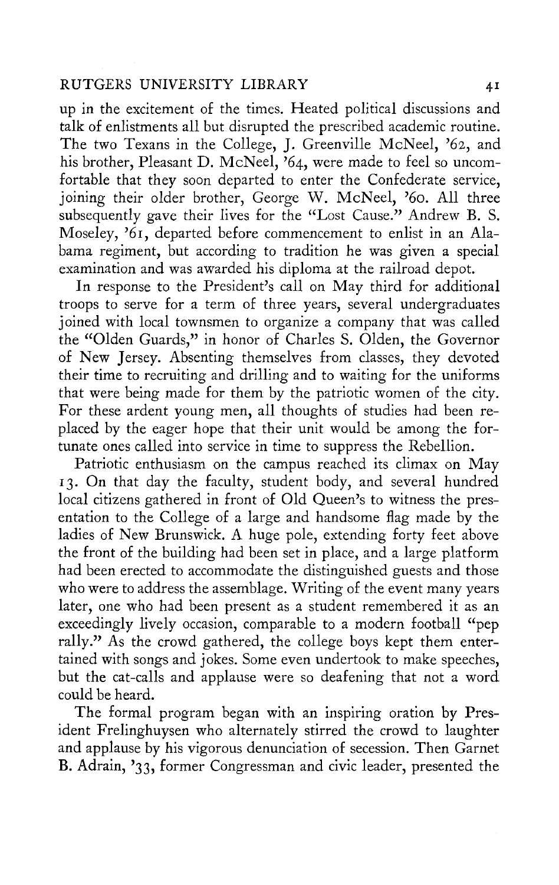up in the excitement of the times. Heated political discussions and talk of enlistments all but disrupted the prescribed academic routine. The two Texans in the College, J. Greenville McNeel, '62, and his brother, Pleasant D. McNeel, '64, were made to feel so uncomfortable that they soon departed to enter the Confederate service, joining their older brother, George W. McNeel, '60. All three subsequently gave their lives for the "Lost Cause." Andrew B. S. Moseley, '61, departed before commencement to enlist in an Alabama regiment, but according to tradition he was given a special examination and was awarded his diploma at the railroad depot.

In response to the President's call on May third for additional troops to serve for a term of three years, several undergraduates joined with local townsmen to organize a company that was called the "Olden Guards," in honor of Charles S. Olden, the Governor of New Jersey. Absenting themselves from classes, they devoted their time to recruiting and drilling and to waiting for the uniforms that were being made for them by the patriotic women of the city. For these ardent young men, all thoughts of studies had been replaced by the eager hope that their unit would be among the fortunate ones called into service in time to suppress the Rebellion.

Patriotic enthusiasm on the campus reached its climax on May 13. On that day the faculty, student body, and several hundred local citizens gathered in front of Old Queen's to witness the presentation to the College of a large and handsome flag made by the ladies of New Brunswick. A huge pole, extending forty feet above the front of the building had been set in place, and a large platform had been erected to accommodate the distinguished guests and those who were to address the assemblage. Writing of the event many years later, one who had been present as a student remembered it as an exceedingly lively occasion, comparable to a modern football "pep rally." As the crowd gathered, the college boys kept them entertained with songs and jokes. Some even undertook to make speeches, but the cat-calls and applause were so deafening that not a word could be heard.

The formal program began with an inspiring oration by President Frelinghuysen who alternately stirred the crowd to laughter and applause by his vigorous denunciation of secession. Then Garnet B. Adrain, '33, former Congressman and civic leader, presented the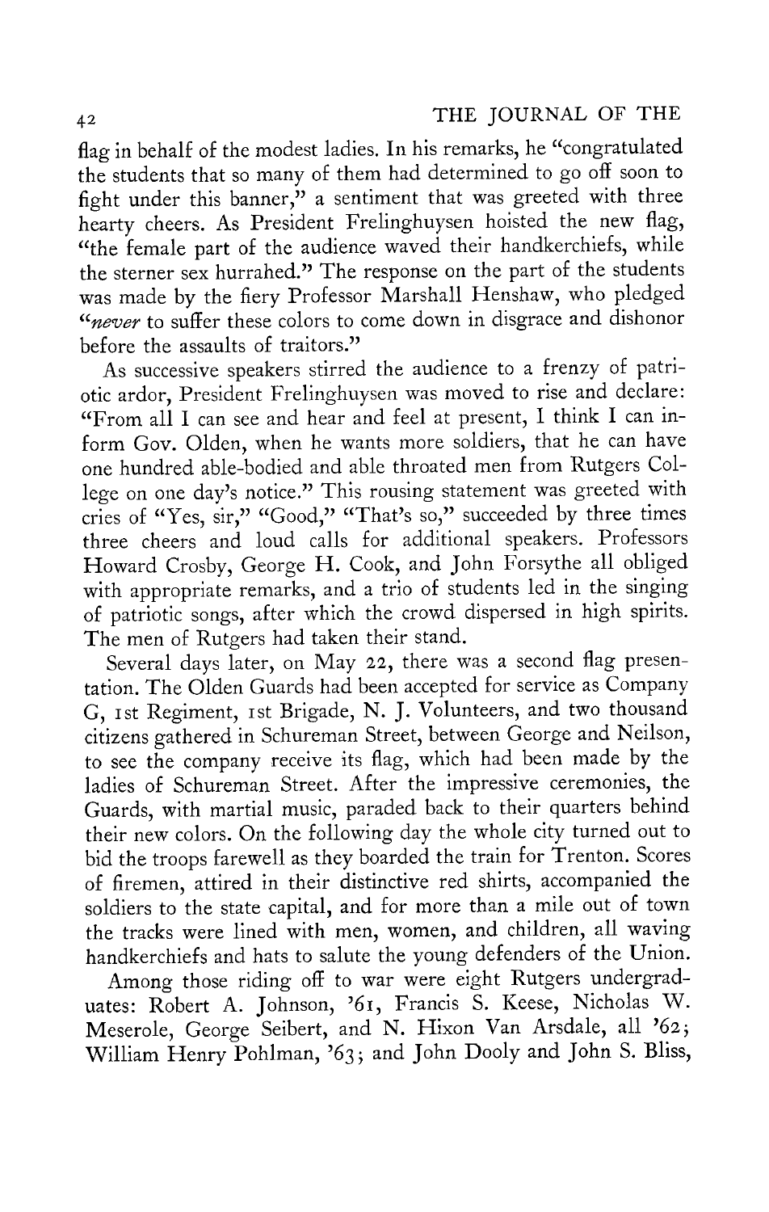flag in behalf of the modest ladies. In his remarks, he "congratulated the students that so many of them had determined to go off soon to fight under this banner," a sentiment that was greeted with three hearty cheers. As President Frelinghuysen hoisted the new flag, "the female part of the audience waved their handkerchiefs, while the sterner sex hurrahed." The response on the part of the students was made by the fiery Professor Marshall Henshaw, who pledged "*never* to suffer these colors to come down in disgrace and dishonor before the assaults of traitors."

As successive speakers stirred the audience to a frenzy of patriotic ardor, President Frelinghuysen was moved to rise and declare: "From all I can see and hear and feel at present, I think I can inform Gov. Olden, when he wants more soldiers, that he can have one hundred able-bodied and able throated men from Rutgers College on one day's notice." This rousing statement was greeted with cries of "Yes, sir," "Good," "That's so," succeeded by three times three cheers and loud calls for additional speakers. Professors Howard Crosby, George H. Cook, and John Forsythe all obliged with appropriate remarks, and a trio of students led in the singing of patriotic songs, after which the crowd dispersed in high spirits. The men of Rutgers had taken their stand.

Several days later, on May 22, there was a second flag presentation. The Olden Guards had been accepted for service as Company G, 1st Regiment, 1st Brigade, N. J. Volunteers, and two thousand citizens gathered in Schureman Street, between George and Neilson, to see the company receive its flag, which had been made by the ladies of Schureman Street. After the impressive ceremonies, the Guards, with martial music, paraded back to their quarters behind their new colors. On the following day the whole city turned out to bid the troops farewell as they boarded the train for Trenton. Scores of firemen, attired in their distinctive red shirts, accompanied the soldiers to the state capital, and for more than a mile out of town the tracks were lined with men, women, and children, all waving handkerchiefs and hats to salute the young defenders of the Union.

Among those riding off to war were eight Rutgers undergraduates: Robert A. Johnson, '61, Francis S. Keese, Nicholas W. Meserole, George Seibert, and N. Hixon Van Arsdale, all '62; William Henry Pohlman, '63; and John Dooly and John S. Bliss,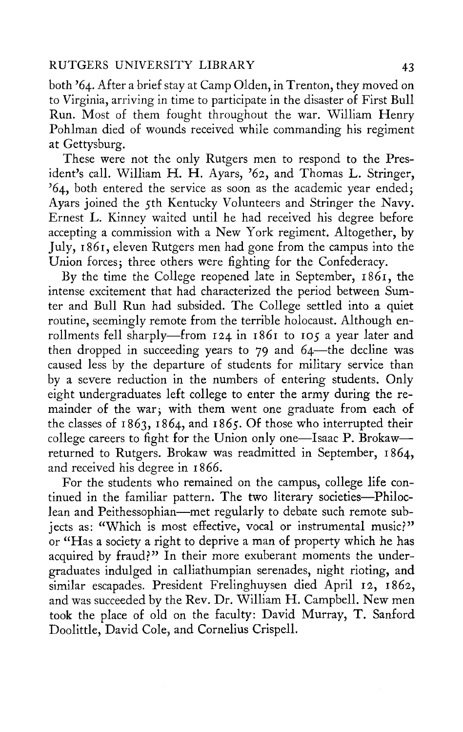both '64. After a brief stay at Camp Olden, in Trenton, they moved on to Virginia, arriving in time to participate in the disaster of First Bull Run. Most of them fought throughout the war. William Henry Pohlman died of wounds received while commanding his regiment at Gettysburg.

These were not the only Rutgers men to respond to the President's call. William H. H. Ayars, '62, and Thomas L. Stringer, '64, both entered the service as soon as the academic year ended; Ayars joined the 5th Kentucky Volunteers and Stringer the Navy. Ernest L. Kinney waited until he had received his degree before accepting a commission with a New York regiment. Altogether, by July, 1861, eleven Rutgers men had gone from the campus into the Union forces; three others were fighting for the Confederacy.

By the time the College reopened late in September, 1861, the intense excitement that had characterized the period between Sumter and Bull Run had subsided. The College settled into a quiet routine, seemingly remote from the terrible holocaust. Although enrollments fell sharply—from 124 in 1861 to 105 a year later and then dropped in succeeding years to 79 and 64—the decline was caused less by the departure of students for military service than by a severe reduction in the numbers of entering students. Only eight undergraduates left college to enter the army during the remainder of the war; with them went one graduate from each of the classes of 1863, 1864, and 1865. Of those who interrupted their college careers to fight for the Union only one—Isaac P. Brokaw—returned to Rutgers. Brokaw was readmitted in September, 1864, and received his degree in 1866.

For the students who remained on the campus, college life continued in the familiar pattern. The two literary societies—Philoclean and Peithessophian—met regularly to debate such remote subjects as: "Which is most effective, vocal or instrumental music?" or "Has a society a right to deprive a man of property which he has acquired by fraud?" In their more exuberant moments the undergraduates indulged in calliathumpian serenades, night rioting, and similar escapades. President Frelinghuysen died April 12, 1862, and was succeeded by the Rev. Dr. William H. Campbell. New men took the place of old on the faculty: David Murray, T. Sanford Doolittle, David Cole, and Cornelius Crispell.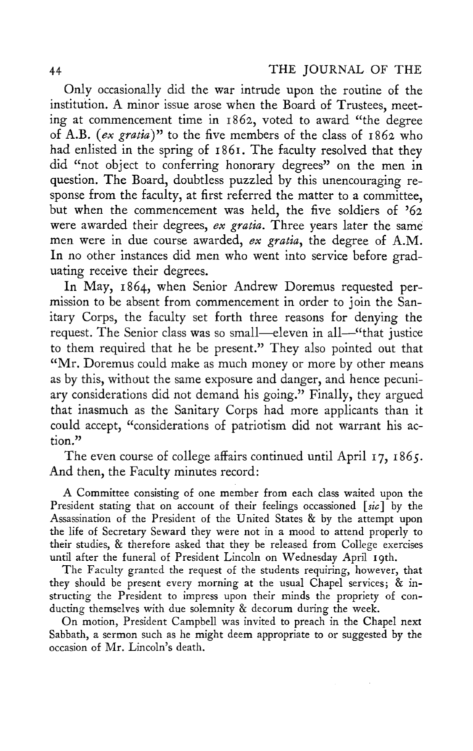Only occasionally did the war intrude upon the routine of the institution. A minor issue arose when the Board of Trustees, meeting at commencement time in 1862, voted to award "the degree of A.B. (*ex gratia*)" to the five members of the class of 1862 who had enlisted in the spring of 1861. The faculty resolved that they did "not object to conferring honorary degrees" on the men in question. The Board, doubtless puzzled by this unencouraging response from the faculty, at first referred the matter to a committee, but when the commencement was held, the five soldiers of '62 were awarded their degrees, *ex gratia*. Three years later the same men were in due course awarded, *ex gratia*, the degree of A.M. In no other instances did men who went into service before graduating receive their degrees.

In May, 1864, when Senior Andrew Doremus requested permission to be absent from commencement in order to join the Sanitary Corps, the faculty set forth three reasons for denying the request. The Senior class was so small—eleven in all—"that justice to them required that he be present." They also pointed out that "Mr. Doremus could make as much money or more by other means as by this, without the same exposure and danger, and hence pecuniary considerations did not demand his going." Finally, they argued that inasmuch as the Sanitary Corps had more applicants than it could accept, "considerations of patriotism did not warrant his action."

The even course of college affairs continued until April 17, 1865. And then, the Faculty minutes record:

> A Committee consisting of one member from each class waited upon the President stating that on account of their feelings occassioned [*sic*] by the Assassination of the President of the United States & by the attempt upon the life of Secretary Seward they were not in a mood to attend properly to their studies, & therefore asked that they be released from College exercises until after the funeral of President Lincoln on Wednesday April 19th.
>
> The Faculty granted the request of the students requiring, however, that they should be present every morning at the usual Chapel services; & instructing the President to impress upon their minds the propriety of conducting themselves with due solemnity & decorum during the week.
>
> On motion, President Campbell was invited to preach in the Chapel next Sabbath, a sermon such as he might deem appropriate to or suggested by the occasion of Mr. Lincoln's death.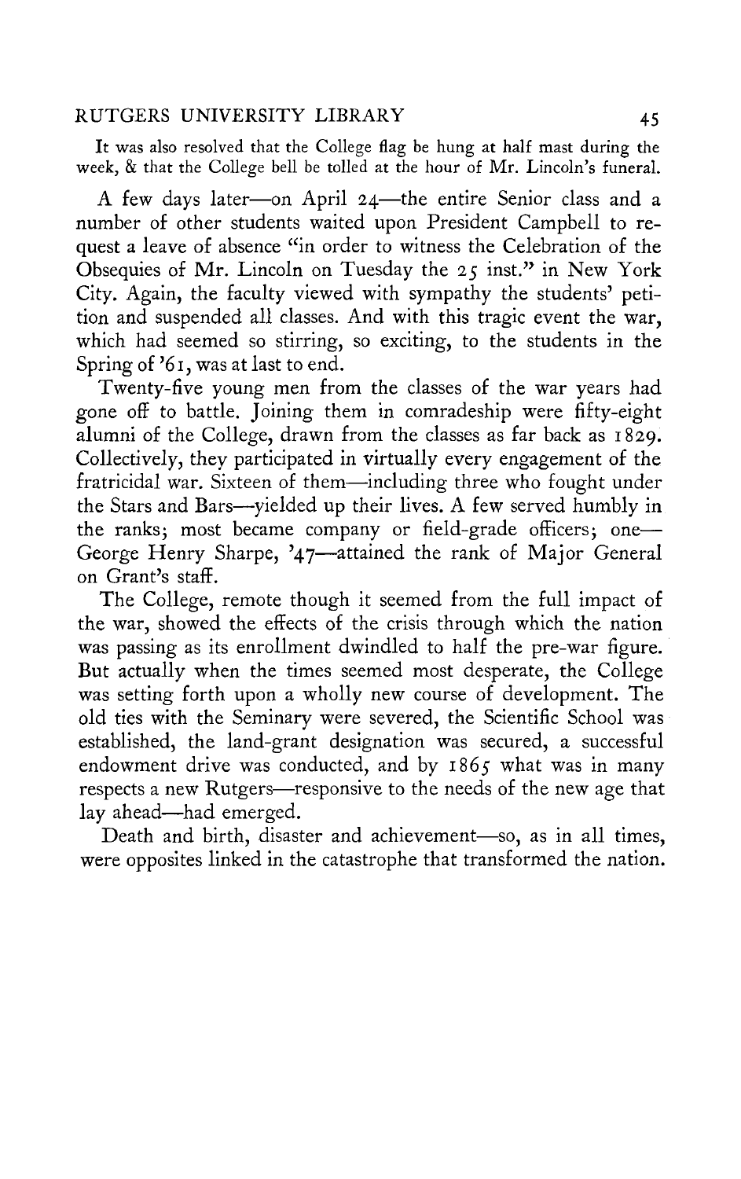It was also resolved that the College flag be hung at half mast during the week, & that the College bell be tolled at the hour of Mr. Lincoln's funeral.

A few days later—on April 24—the entire Senior class and a number of other students waited upon President Campbell to request a leave of absence "in order to witness the Celebration of the Obsequies of Mr. Lincoln on Tuesday the 25 inst." in New York City. Again, the faculty viewed with sympathy the students' petition and suspended all classes. And with this tragic event the war, which had seemed so stirring, so exciting, to the students in the Spring of '61, was at last to end.

Twenty-five young men from the classes of the war years had gone off to battle. Joining them in comradeship were fifty-eight alumni of the College, drawn from the classes as far back as 1829. Collectively, they participated in virtually every engagement of the fratricidal war. Sixteen of them—including three who fought under the Stars and Bars—yielded up their lives. A few served humbly in the ranks; most became company or field-grade officers; one—George Henry Sharpe, '47—attained the rank of Major General on Grant's staff.

The College, remote though it seemed from the full impact of the war, showed the effects of the crisis through which the nation was passing as its enrollment dwindled to half the pre-war figure. But actually when the times seemed most desperate, the College was setting forth upon a wholly new course of development. The old ties with the Seminary were severed, the Scientific School was established, the land-grant designation was secured, a successful endowment drive was conducted, and by 1865 what was in many respects a new Rutgers—responsive to the needs of the new age that lay ahead—had emerged.

Death and birth, disaster and achievement—so, as in all times, were opposites linked in the catastrophe that transformed the nation.